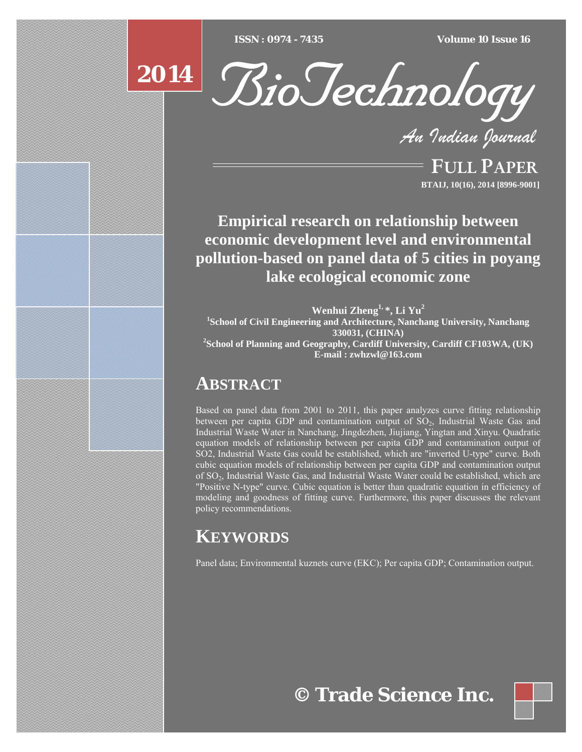FULL PAPER

# Empirical research on relationship between economic development level and environmental pollution-based on panel data of 5 cities in poyang lake ecological economic zone

**Wenhui Zheng[1,]*, Li Yu[2]**

[1]School of Civil Engineering and Architecture, Nanchang University, Nanchang 330031, (CHINA)

[2]School of Planning and Geography, Cardiff University, Cardiff CF103WA, (UK)

E-mail : zwhzwl@163.com

## ABSTRACT

Based on panel data from 2001 to 2011, this paper analyzes curve fitting relationship between per capita GDP and contamination output of $SO_2$, Industrial Waste Gas and Industrial Waste Water in Nanchang, Jingdezhen, Jiujiang, Yingtan and Xinyu. Quadratic equation models of relationship between per capita GDP and contamination output of SO2, Industrial Waste Gas could be established, which are "inverted U-type" curve. Both cubic equation models of relationship between per capita GDP and contamination output of $SO_2$, Industrial Waste Gas, and Industrial Waste Water could be established, which are "Positive N-type" curve. Cubic equation is better than quadratic equation in efficiency of modeling and goodness of fitting curve. Furthermore, this paper discusses the relevant policy recommendations.

## KEYWORDS

Panel data; Environmental kuznets curve (EKC); Per capita GDP; Contamination output.

© Trade Science Inc.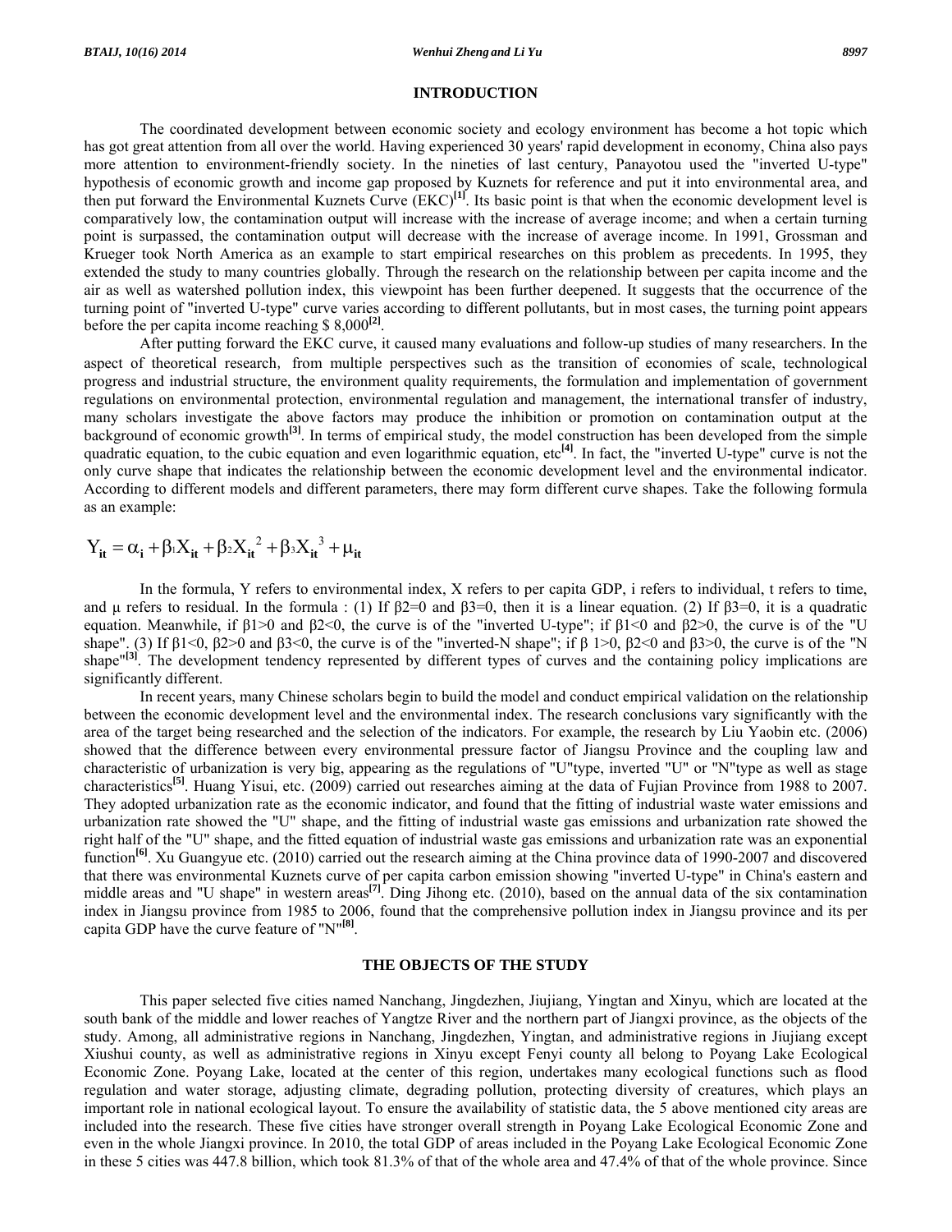## INTRODUCTION

The coordinated development between economic society and ecology environment has become a hot topic which has got great attention from all over the world. Having experienced 30 years' rapid development in economy, China also pays more attention to environment-friendly society. In the nineties of last century, Panayotou used the "inverted U-type" hypothesis of economic growth and income gap proposed by Kuznets for reference and put it into environmental area, and then put forward the Environmental Kuznets Curve (EKC)[1]. Its basic point is that when the economic development level is comparatively low, the contamination output will increase with the increase of average income; and when a certain turning point is surpassed, the contamination output will decrease with the increase of average income. In 1991, Grossman and Krueger took North America as an example to start empirical researches on this problem as precedents. In 1995, they extended the study to many countries globally. Through the research on the relationship between per capita income and the air as well as watershed pollution index, this viewpoint has been further deepened. It suggests that the occurrence of the turning point of "inverted U-type" curve varies according to different pollutants, but in most cases, the turning point appears before the per capita income reaching $ 8,000[2].

After putting forward the EKC curve, it caused many evaluations and follow-up studies of many researchers. In the aspect of theoretical research, from multiple perspectives such as the transition of economies of scale, technological progress and industrial structure, the environment quality requirements, the formulation and implementation of government regulations on environmental protection, environmental regulation and management, the international transfer of industry, many scholars investigate the above factors may produce the inhibition or promotion on contamination output at the background of economic growth[3]. In terms of empirical study, the model construction has been developed from the simple quadratic equation, to the cubic equation and even logarithmic equation, etc[4]. In fact, the "inverted U-type" curve is not the only curve shape that indicates the relationship between the economic development level and the environmental indicator. According to different models and different parameters, there may form different curve shapes. Take the following formula as an example:

$$Y_{it} = \alpha_i + \beta_1 X_{it} + \beta_2 X_{it}^2 + \beta_3 X_{it}^3 + \mu_{it}$$

In the formula, Y refers to environmental index, X refers to per capita GDP, i refers to individual, t refers to time, and μ refers to residual. In the formula : (1) If $\beta 2=0$ and $\beta 3=0$, then it is a linear equation. (2) If $\beta 3=0$, it is a quadratic equation. Meanwhile, if $\beta 1>0$ and $\beta 2<0$, the curve is of the "inverted U-type"; if $\beta 1<0$ and $\beta 2>0$, the curve is of the "U shape". (3) If $\beta 1<0$, $\beta 2>0$ and $\beta 3<0$, the curve is of the "inverted-N shape"; if $\beta$ $1>0$, $\beta 2<0$ and $\beta 3>0$, the curve is of the "N shape"[3]. The development tendency represented by different types of curves and the containing policy implications are significantly different.

In recent years, many Chinese scholars begin to build the model and conduct empirical validation on the relationship between the economic development level and the environmental index. The research conclusions vary significantly with the area of the target being researched and the selection of the indicators. For example, the research by Liu Yaobin etc. (2006) showed that the difference between every environmental pressure factor of Jiangsu Province and the coupling law and characteristic of urbanization is very big, appearing as the regulations of "U"type, inverted "U" or "N"type as well as stage characteristics[5]. Huang Yisui, etc. (2009) carried out researches aiming at the data of Fujian Province from 1988 to 2007. They adopted urbanization rate as the economic indicator, and found that the fitting of industrial waste water emissions and urbanization rate showed the "U" shape, and the fitting of industrial waste gas emissions and urbanization rate showed the right half of the "U" shape, and the fitted equation of industrial waste gas emissions and urbanization rate was an exponential function[6]. Xu Guangyue etc. (2010) carried out the research aiming at the China province data of 1990-2007 and discovered that there was environmental Kuznets curve of per capita carbon emission showing "inverted U-type" in China's eastern and middle areas and "U shape" in western areas[7]. Ding Jihong etc. (2010), based on the annual data of the six contamination index in Jiangsu province from 1985 to 2006, found that the comprehensive pollution index in Jiangsu province and its per capita GDP have the curve feature of "N"[8].

## THE OBJECTS OF THE STUDY

This paper selected five cities named Nanchang, Jingdezhen, Jiujiang, Yingtan and Xinyu, which are located at the south bank of the middle and lower reaches of Yangtze River and the northern part of Jiangxi province, as the objects of the study. Among, all administrative regions in Nanchang, Jingdezhen, Yingtan, and administrative regions in Jiujiang except Xiushui county, as well as administrative regions in Xinyu except Fenyi county all belong to Poyang Lake Ecological Economic Zone. Poyang Lake, located at the center of this region, undertakes many ecological functions such as flood regulation and water storage, adjusting climate, degrading pollution, protecting diversity of creatures, which plays an important role in national ecological layout. To ensure the availability of statistic data, the 5 above mentioned city areas are included into the research. These five cities have stronger overall strength in Poyang Lake Ecological Economic Zone and even in the whole Jiangxi province. In 2010, the total GDP of areas included in the Poyang Lake Ecological Economic Zone in these 5 cities was 447.8 billion, which took 81.3% of that of the whole area and 47.4% of that of the whole province. Since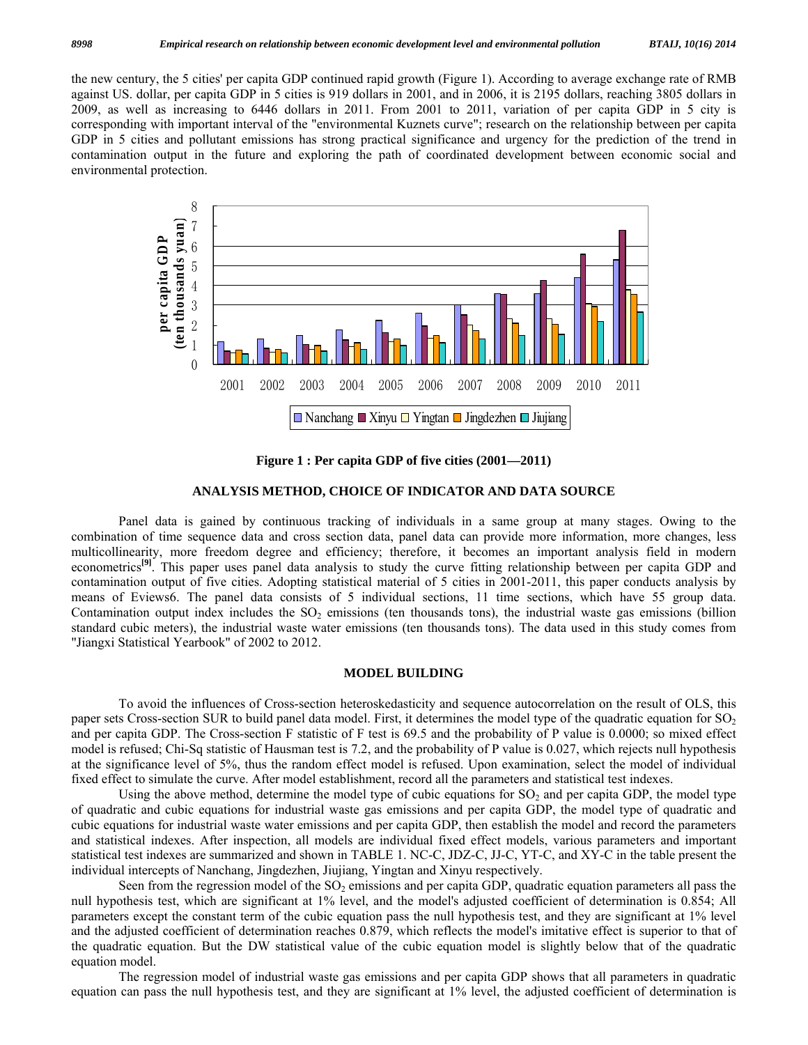the new century, the 5 cities' per capita GDP continued rapid growth (Figure 1). According to average exchange rate of RMB against US. dollar, per capita GDP in 5 cities is 919 dollars in 2001, and in 2006, it is 2195 dollars, reaching 3805 dollars in 2009, as well as increasing to 6446 dollars in 2011. From 2001 to 2011, variation of per capita GDP in 5 city is corresponding with important interval of the "environmental Kuznets curve"; research on the relationship between per capita GDP in 5 cities and pollutant emissions has strong practical significance and urgency for the prediction of the trend in contamination output in the future and exploring the path of coordinated development between economic social and environmental protection.

**Figure 1 : Per capita GDP of five cities (2001—2011)**

## ANALYSIS METHOD, CHOICE OF INDICATOR AND DATA SOURCE

Panel data is gained by continuous tracking of individuals in a same group at many stages. Owing to the combination of time sequence data and cross section data, panel data can provide more information, more changes, less multicollinearity, more freedom degree and efficiency; therefore, it becomes an important analysis field in modern econometrics[9]. This paper uses panel data analysis to study the curve fitting relationship between per capita GDP and contamination output of five cities. Adopting statistical material of 5 cities in 2001-2011, this paper conducts analysis by means of Eviews6. The panel data consists of 5 individual sections, 11 time sections, which have 55 group data. Contamination output index includes the $SO_2$ emissions (ten thousands tons), the industrial waste gas emissions (billion standard cubic meters), the industrial waste water emissions (ten thousands tons). The data used in this study comes from "Jiangxi Statistical Yearbook" of 2002 to 2012.

## MODEL BUILDING

To avoid the influences of Cross-section heteroskedasticity and sequence autocorrelation on the result of OLS, this paper sets Cross-section SUR to build panel data model. First, it determines the model type of the quadratic equation for $SO_2$ and per capita GDP. The Cross-section F statistic of F test is 69.5 and the probability of P value is 0.0000; so mixed effect model is refused; Chi-Sq statistic of Hausman test is 7.2, and the probability of P value is 0.027, which rejects null hypothesis at the significance level of 5%, thus the random effect model is refused. Upon examination, select the model of individual fixed effect to simulate the curve. After model establishment, record all the parameters and statistical test indexes.

Using the above method, determine the model type of cubic equations for $SO_2$ and per capita GDP, the model type of quadratic and cubic equations for industrial waste gas emissions and per capita GDP, the model type of quadratic and cubic equations for industrial waste water emissions and per capita GDP, then establish the model and record the parameters and statistical indexes. After inspection, all models are individual fixed effect models, various parameters and important statistical test indexes are summarized and shown in TABLE 1. NC-C, JDZ-C, JJ-C, YT-C, and XY-C in the table present the individual intercepts of Nanchang, Jingdezhen, Jiujiang, Yingtan and Xinyu respectively.

Seen from the regression model of the $SO_2$ emissions and per capita GDP, quadratic equation parameters all pass the null hypothesis test, which are significant at 1% level, and the model's adjusted coefficient of determination is 0.854; All parameters except the constant term of the cubic equation pass the null hypothesis test, and they are significant at 1% level and the adjusted coefficient of determination reaches 0.879, which reflects the model's imitative effect is superior to that of the quadratic equation. But the DW statistical value of the cubic equation model is slightly below that of the quadratic equation model.

The regression model of industrial waste gas emissions and per capita GDP shows that all parameters in quadratic equation can pass the null hypothesis test, and they are significant at 1% level, the adjusted coefficient of determination is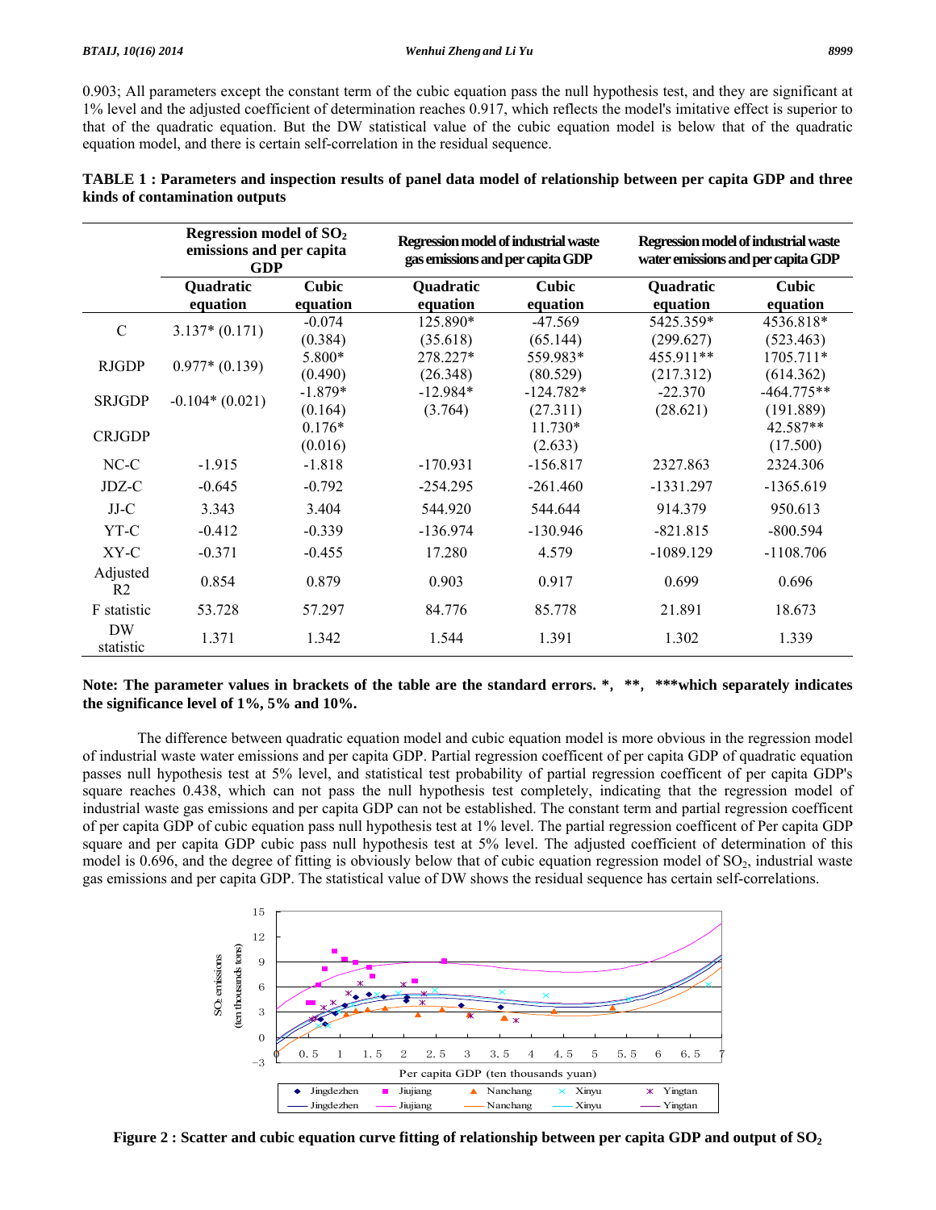0.903; All parameters except the constant term of the cubic equation pass the null hypothesis test, and they are significant at 1% level and the adjusted coefficient of determination reaches 0.917, which reflects the model's imitative effect is superior to that of the quadratic equation. But the DW statistical value of the cubic equation model is below that of the quadratic equation model, and there is certain self-correlation in the residual sequence.

**TABLE 1 : Parameters and inspection results of panel data model of relationship between per capita GDP and three kinds of contamination outputs**

| | Regression model of $SO_2$ emissions and per capita GDP | | Regression model of industrial waste gas emissions and per capita GDP | | Regression model of industrial waste water emissions and per capita GDP | |
|---|---|---|---|---|---|---|
| | Quadratic equation | Cubic equation | Quadratic equation | Cubic equation | Quadratic equation | Cubic equation |
| C | 3.137* (0.171) | -0.074 (0.384) | 125.890* (35.618) | -47.569 (65.144) | 5425.359* (299.627) | 4536.818* (523.463) |
| RJGDP | 0.977* (0.139) | 5.800* (0.490) | 278.227* (26.348) | 559.983* (80.529) | 455.911** (217.312) | 1705.711* (614.362) |
| SRJGDP | -0.104* (0.021) | -1.879* (0.164) | -12.984* (3.764) | -124.782* (27.311) | -22.370 (28.621) | -464.775** (191.889) |
| CRJGDP | | 0.176* (0.016) | | 11.730* (2.633) | | 42.587** (17.500) |
| NC-C | -1.915 | -1.818 | -170.931 | -156.817 | 2327.863 | 2324.306 |
| JDZ-C | -0.645 | -0.792 | -254.295 | -261.460 | -1331.297 | -1365.619 |
| JJ-C | 3.343 | 3.404 | 544.920 | 544.644 | 914.379 | 950.613 |
| YT-C | -0.412 | -0.339 | -136.974 | -130.946 | -821.815 | -800.594 |
| XY-C | -0.371 | -0.455 | 17.280 | 4.579 | -1089.129 | -1108.706 |
| Adjusted R2 | 0.854 | 0.879 | 0.903 | 0.917 | 0.699 | 0.696 |
| F statistic | 53.728 | 57.297 | 84.776 | 85.778 | 21.891 | 18.673 |
| DW statistic | 1.371 | 1.342 | 1.544 | 1.391 | 1.302 | 1.339 |

**Note: The parameter values in brackets of the table are the standard errors. *, **, ***which separately indicates the significance level of 1%, 5% and 10%.**

The difference between quadratic equation model and cubic equation model is more obvious in the regression model of industrial waste water emissions and per capita GDP. Partial regression coefficent of per capita GDP of quadratic equation passes null hypothesis test at 5% level, and statistical test probability of partial regression coefficent of per capita GDP's square reaches 0.438, which can not pass the null hypothesis test completely, indicating that the regression model of industrial waste gas emissions and per capita GDP can not be established. The constant term and partial regression coefficent of per capita GDP of cubic equation pass null hypothesis test at 1% level. The partial regression coefficent of Per capita GDP square and per capita GDP cubic pass null hypothesis test at 5% level. The adjusted coefficient of determination of this model is 0.696, and the degree of fitting is obviously below that of cubic equation regression model of $SO_2$, industrial waste gas emissions and per capita GDP. The statistical value of DW shows the residual sequence has certain self-correlations.

**Figure 2 : Scatter and cubic equation curve fitting of relationship between per capita GDP and output of $SO_2$**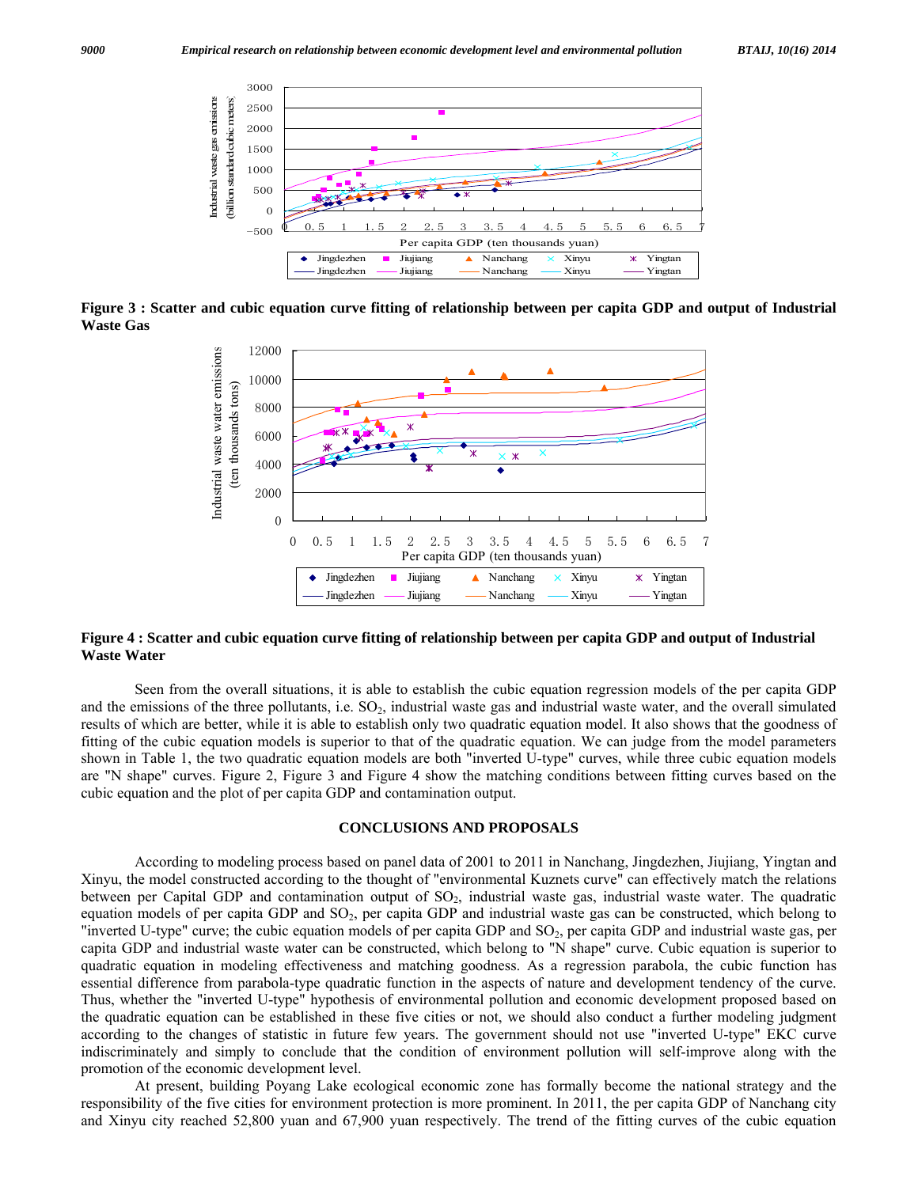**Figure 3 : Scatter and cubic equation curve fitting of relationship between per capita GDP and output of Industrial Waste Gas**

**Figure 4 : Scatter and cubic equation curve fitting of relationship between per capita GDP and output of Industrial Waste Water**

Seen from the overall situations, it is able to establish the cubic equation regression models of the per capita GDP and the emissions of the three pollutants, i.e. $SO_2$, industrial waste gas and industrial waste water, and the overall simulated results of which are better, while it is able to establish only two quadratic equation model. It also shows that the goodness of fitting of the cubic equation models is superior to that of the quadratic equation. We can judge from the model parameters shown in Table 1, the two quadratic equation models are both "inverted U-type" curves, while three cubic equation models are "N shape" curves. Figure 2, Figure 3 and Figure 4 show the matching conditions between fitting curves based on the cubic equation and the plot of per capita GDP and contamination output.

## CONCLUSIONS AND PROPOSALS

According to modeling process based on panel data of 2001 to 2011 in Nanchang, Jingdezhen, Jiujiang, Yingtan and Xinyu, the model constructed according to the thought of "environmental Kuznets curve" can effectively match the relations between per Capital GDP and contamination output of $SO_2$, industrial waste gas, industrial waste water. The quadratic equation models of per capita GDP and $SO_2$, per capita GDP and industrial waste gas can be constructed, which belong to "inverted U-type" curve; the cubic equation models of per capita GDP and $SO_2$, per capita GDP and industrial waste gas, per capita GDP and industrial waste water can be constructed, which belong to "N shape" curve. Cubic equation is superior to quadratic equation in modeling effectiveness and matching goodness. As a regression parabola, the cubic function has essential difference from parabola-type quadratic function in the aspects of nature and development tendency of the curve. Thus, whether the "inverted U-type" hypothesis of environmental pollution and economic development proposed based on the quadratic equation can be established in these five cities or not, we should also conduct a further modeling judgment according to the changes of statistic in future few years. The government should not use "inverted U-type" EKC curve indiscriminately and simply to conclude that the condition of environment pollution will self-improve along with the promotion of the economic development level.

At present, building Poyang Lake ecological economic zone has formally become the national strategy and the responsibility of the five cities for environment protection is more prominent. In 2011, the per capita GDP of Nanchang city and Xinyu city reached 52,800 yuan and 67,900 yuan respectively. The trend of the fitting curves of the cubic equation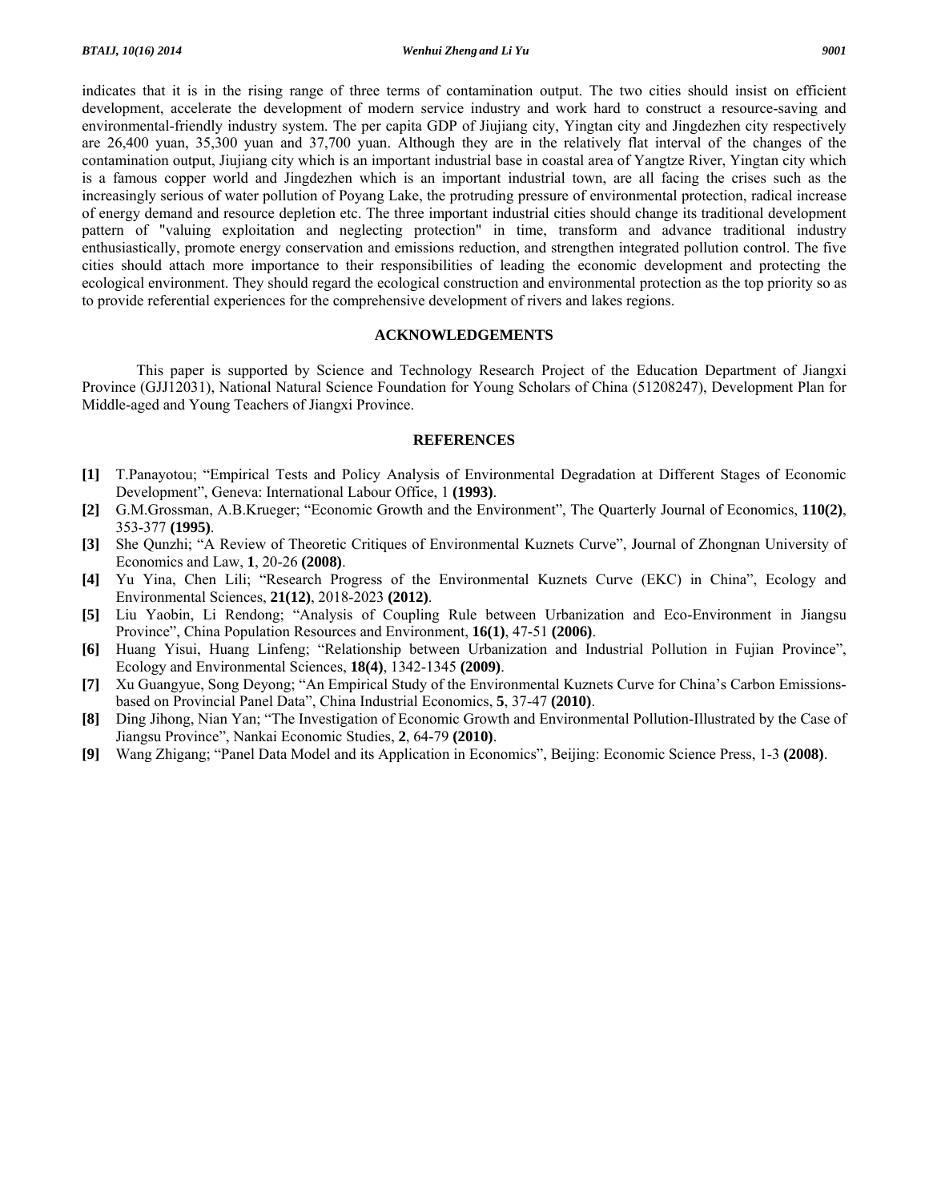indicates that it is in the rising range of three terms of contamination output. The two cities should insist on efficient development, accelerate the development of modern service industry and work hard to construct a resource-saving and environmental-friendly industry system. The per capita GDP of Jiujiang city, Yingtan city and Jingdezhen city respectively are 26,400 yuan, 35,300 yuan and 37,700 yuan. Although they are in the relatively flat interval of the changes of the contamination output, Jiujiang city which is an important industrial base in coastal area of Yangtze River, Yingtan city which is a famous copper world and Jingdezhen which is an important industrial town, are all facing the crises such as the increasingly serious of water pollution of Poyang Lake, the protruding pressure of environmental protection, radical increase of energy demand and resource depletion etc. The three important industrial cities should change its traditional development pattern of "valuing exploitation and neglecting protection" in time, transform and advance traditional industry enthusiastically, promote energy conservation and emissions reduction, and strengthen integrated pollution control. The five cities should attach more importance to their responsibilities of leading the economic development and protecting the ecological environment. They should regard the ecological construction and environmental protection as the top priority so as to provide referential experiences for the comprehensive development of rivers and lakes regions.

## ACKNOWLEDGEMENTS

This paper is supported by Science and Technology Research Project of the Education Department of Jiangxi Province (GJJ12031), National Natural Science Foundation for Young Scholars of China (51208247), Development Plan for Middle-aged and Young Teachers of Jiangxi Province.

## REFERENCES

**[1]** T.Panayotou; "Empirical Tests and Policy Analysis of Environmental Degradation at Different Stages of Economic Development", Geneva: International Labour Office, 1 **(1993)**.

**[2]** G.M.Grossman, A.B.Krueger; "Economic Growth and the Environment", The Quarterly Journal of Economics, **110(2)**, 353-377 **(1995)**.

**[3]** She Qunzhi; "A Review of Theoretic Critiques of Environmental Kuznets Curve", Journal of Zhongnan University of Economics and Law, **1**, 20-26 **(2008)**.

**[4]** Yu Yina, Chen Lili; "Research Progress of the Environmental Kuznets Curve (EKC) in China", Ecology and Environmental Sciences, **21(12)**, 2018-2023 **(2012)**.

**[5]** Liu Yaobin, Li Rendong; "Analysis of Coupling Rule between Urbanization and Eco-Environment in Jiangsu Province", China Population Resources and Environment, **16(1)**, 47-51 **(2006)**.

**[6]** Huang Yisui, Huang Linfeng; "Relationship between Urbanization and Industrial Pollution in Fujian Province", Ecology and Environmental Sciences, **18(4)**, 1342-1345 **(2009)**.

**[7]** Xu Guangyue, Song Deyong; "An Empirical Study of the Environmental Kuznets Curve for China's Carbon Emissions-based on Provincial Panel Data", China Industrial Economics, **5**, 37-47 **(2010)**.

**[8]** Ding Jihong, Nian Yan; "The Investigation of Economic Growth and Environmental Pollution-Illustrated by the Case of Jiangsu Province", Nankai Economic Studies, **2**, 64-79 **(2010)**.

**[9]** Wang Zhigang; "Panel Data Model and its Application in Economics", Beijing: Economic Science Press, 1-3 **(2008)**.